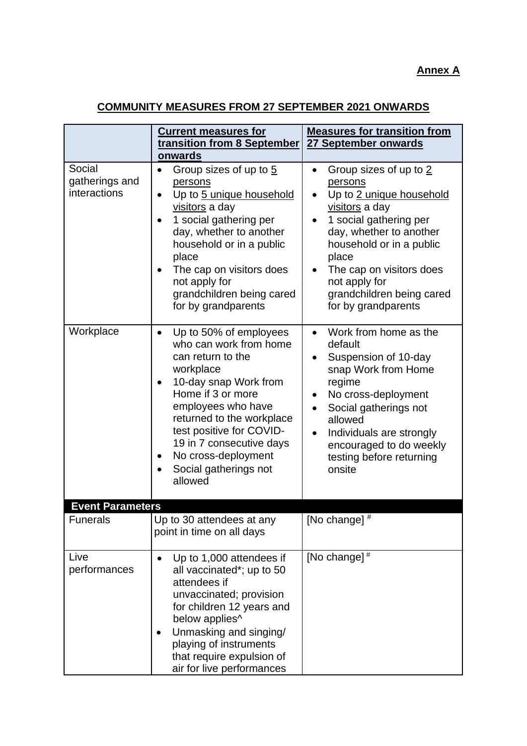**Annex A**

## COMMUNITY MEASURES FROM 27 SEPTEMBER 2021 ONWARDS

| | Current measures for transition from 8 September onwards | Measures for transition from 27 September onwards |
|---|---|---|
| Social gatherings and interactions | • Group sizes of up to 5 persons<br>• Up to 5 unique household visitors a day<br>• 1 social gathering per day, whether to another household or in a public place<br>• The cap on visitors does not apply for grandchildren being cared for by grandparents | • Group sizes of up to 2 persons<br>• Up to 2 unique household visitors a day<br>• 1 social gathering per day, whether to another household or in a public place<br>• The cap on visitors does not apply for grandchildren being cared for by grandparents |
| Workplace | • Up to 50% of employees who can work from home can return to the workplace<br>• 10-day snap Work from Home if 3 or more employees who have returned to the workplace test positive for COVID-19 in 7 consecutive days<br>• No cross-deployment<br>• Social gatherings not allowed | • Work from home as the default<br>• Suspension of 10-day snap Work from Home regime<br>• No cross-deployment<br>• Social gatherings not allowed<br>• Individuals are strongly encouraged to do weekly testing before returning onsite |
| **Event Parameters** | | |
| Funerals | Up to 30 attendees at any point in time on all days | [No change] # |
| Live performances | • Up to 1,000 attendees if all vaccinated*; up to 50 attendees if unvaccinated; provision for children 12 years and below applies^<br>• Unmasking and singing/ playing of instruments that require expulsion of air for live performances | [No change] # |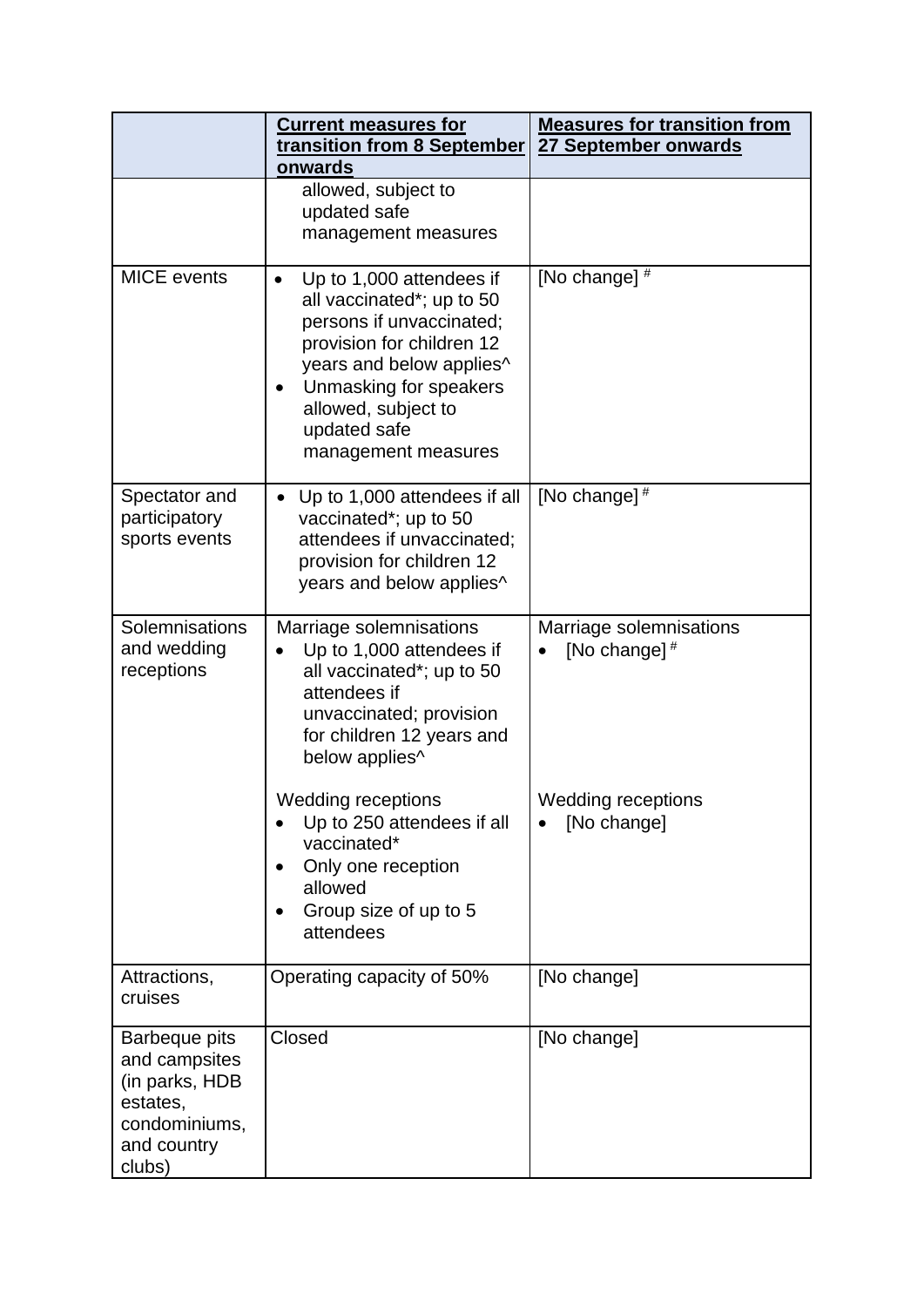| | Current measures for transition from 8 September onwards | Measures for transition from 27 September onwards |
|---|---|---|
| | allowed, subject to updated safe management measures | |
| MICE events | • Up to 1,000 attendees if all vaccinated*; up to 50 persons if unvaccinated; provision for children 12 years and below applies^ <br> • Unmasking for speakers allowed, subject to updated safe management measures | [No change] # |
| Spectator and participatory sports events | • Up to 1,000 attendees if all vaccinated*; up to 50 attendees if unvaccinated; provision for children 12 years and below applies^ | [No change] # |
| Solemnisations and wedding receptions | Marriage solemnisations <br> • Up to 1,000 attendees if all vaccinated*; up to 50 attendees if unvaccinated; provision for children 12 years and below applies^ <br><br> Wedding receptions <br> • Up to 250 attendees if all vaccinated* <br> • Only one reception allowed <br> • Group size of up to 5 attendees | Marriage solemnisations <br> • [No change] # <br><br> Wedding receptions <br> • [No change] |
| Attractions, cruises | Operating capacity of 50% | [No change] |
| Barbeque pits and campsites (in parks, HDB estates, condominiums, and country clubs) | Closed | [No change] |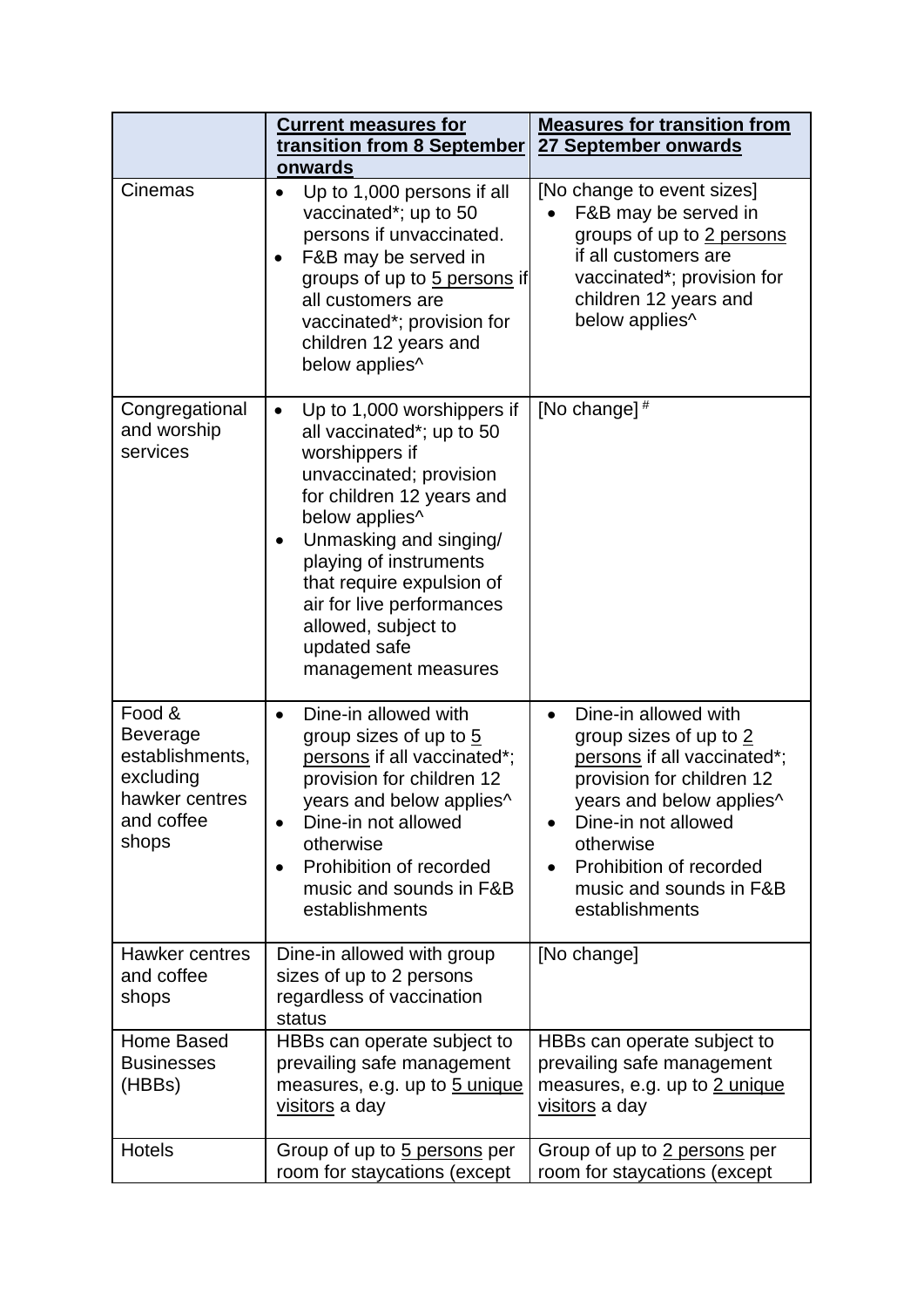| | Current measures for transition from 8 September onwards | Measures for transition from 27 September onwards |
|---|---|---|
| Cinemas | • Up to 1,000 persons if all vaccinated*; up to 50 persons if unvaccinated.<br>• F&B may be served in groups of up to <u>5 persons</u> if all customers are vaccinated*; provision for children 12 years and below applies^ | [No change to event sizes]<br>• F&B may be served in groups of up to <u>2 persons</u> if all customers are vaccinated*; provision for children 12 years and below applies^ |
| Congregational and worship services | • Up to 1,000 worshippers if all vaccinated*; up to 50 worshippers if unvaccinated; provision for children 12 years and below applies^<br>• Unmasking and singing/ playing of instruments that require expulsion of air for live performances allowed, subject to updated safe management measures | [No change] # |
| Food & Beverage establishments, excluding hawker centres and coffee shops | • Dine-in allowed with group sizes of up to <u>5 persons</u> if all vaccinated*; provision for children 12 years and below applies^<br>• Dine-in not allowed otherwise<br>• Prohibition of recorded music and sounds in F&B establishments | • Dine-in allowed with group sizes of up to <u>2 persons</u> if all vaccinated*; provision for children 12 years and below applies^<br>• Dine-in not allowed otherwise<br>• Prohibition of recorded music and sounds in F&B establishments |
| Hawker centres and coffee shops | Dine-in allowed with group sizes of up to 2 persons regardless of vaccination status | [No change] |
| Home Based Businesses (HBBs) | HBBs can operate subject to prevailing safe management measures, e.g. up to <u>5 unique visitors</u> a day | HBBs can operate subject to prevailing safe management measures, e.g. up to <u>2 unique visitors</u> a day |
| Hotels | Group of up to <u>5 persons</u> per room for staycations (except | Group of up to <u>2 persons</u> per room for staycations (except |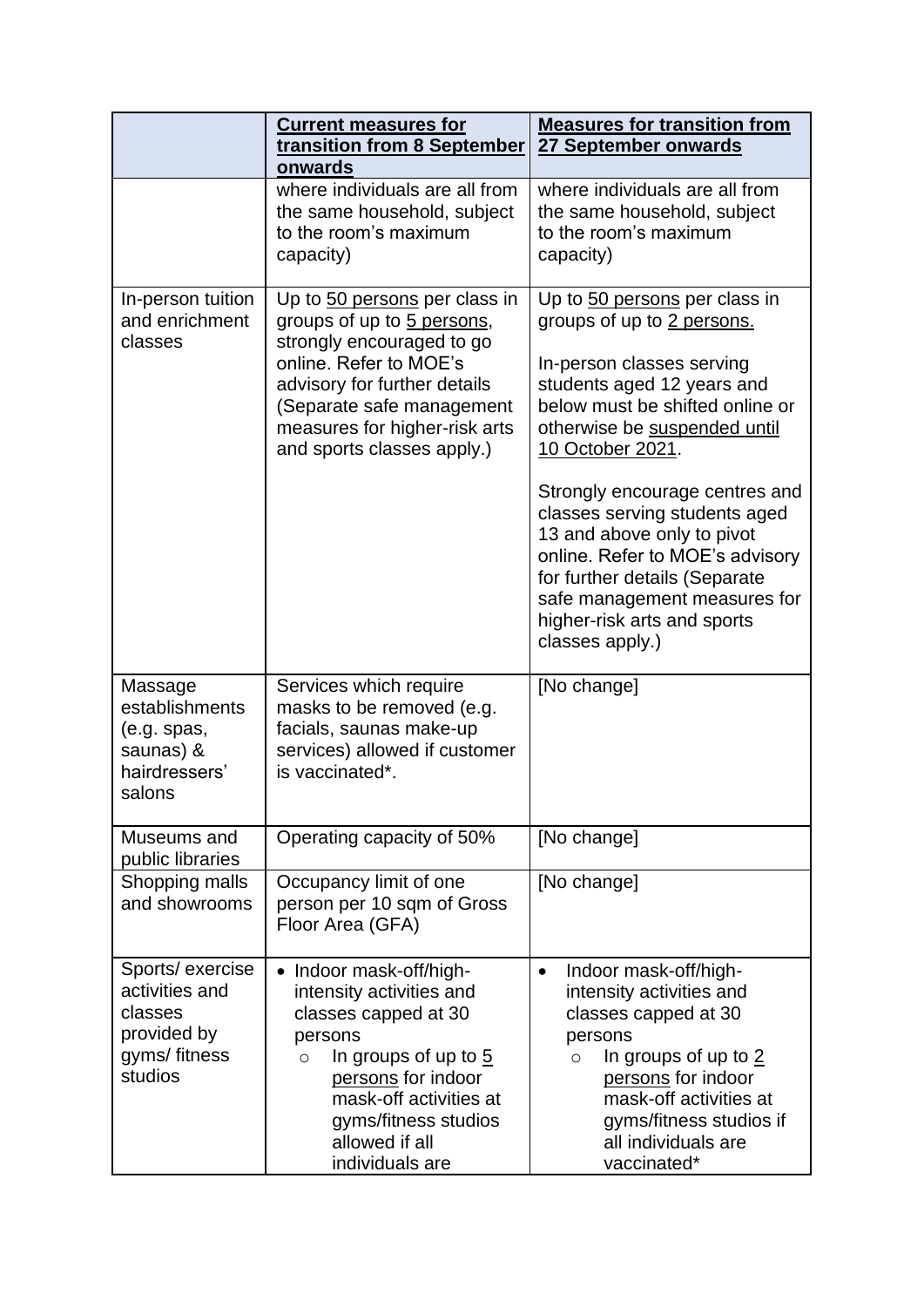| | Current measures for transition from 8 September onwards | Measures for transition from 27 September onwards |
|---|---|---|
| | where individuals are all from the same household, subject to the room's maximum capacity) | where individuals are all from the same household, subject to the room's maximum capacity) |
| In-person tuition and enrichment classes | Up to 50 persons per class in groups of up to 5 persons, strongly encouraged to go online. Refer to MOE's advisory for further details (Separate safe management measures for higher-risk arts and sports classes apply.) | Up to 50 persons per class in groups of up to 2 persons.<br><br>In-person classes serving students aged 12 years and below must be shifted online or otherwise be suspended until 10 October 2021.<br><br>Strongly encourage centres and classes serving students aged 13 and above only to pivot online. Refer to MOE's advisory for further details (Separate safe management measures for higher-risk arts and sports classes apply.) |
| Massage establishments (e.g. spas, saunas) & hairdressers' salons | Services which require masks to be removed (e.g. facials, saunas make-up services) allowed if customer is vaccinated*. | [No change] |
| Museums and public libraries | Operating capacity of 50% | [No change] |
| Shopping malls and showrooms | Occupancy limit of one person per 10 sqm of Gross Floor Area (GFA) | [No change] |
| Sports/ exercise activities and classes provided by gyms/ fitness studios | • Indoor mask-off/high-intensity activities and classes capped at 30 persons<br>  ○ In groups of up to 5 persons for indoor mask-off activities at gyms/fitness studios allowed if all individuals are | • Indoor mask-off/high-intensity activities and classes capped at 30 persons<br>  ○ In groups of up to 2 persons for indoor mask-off activities at gyms/fitness studios if all individuals are vaccinated* |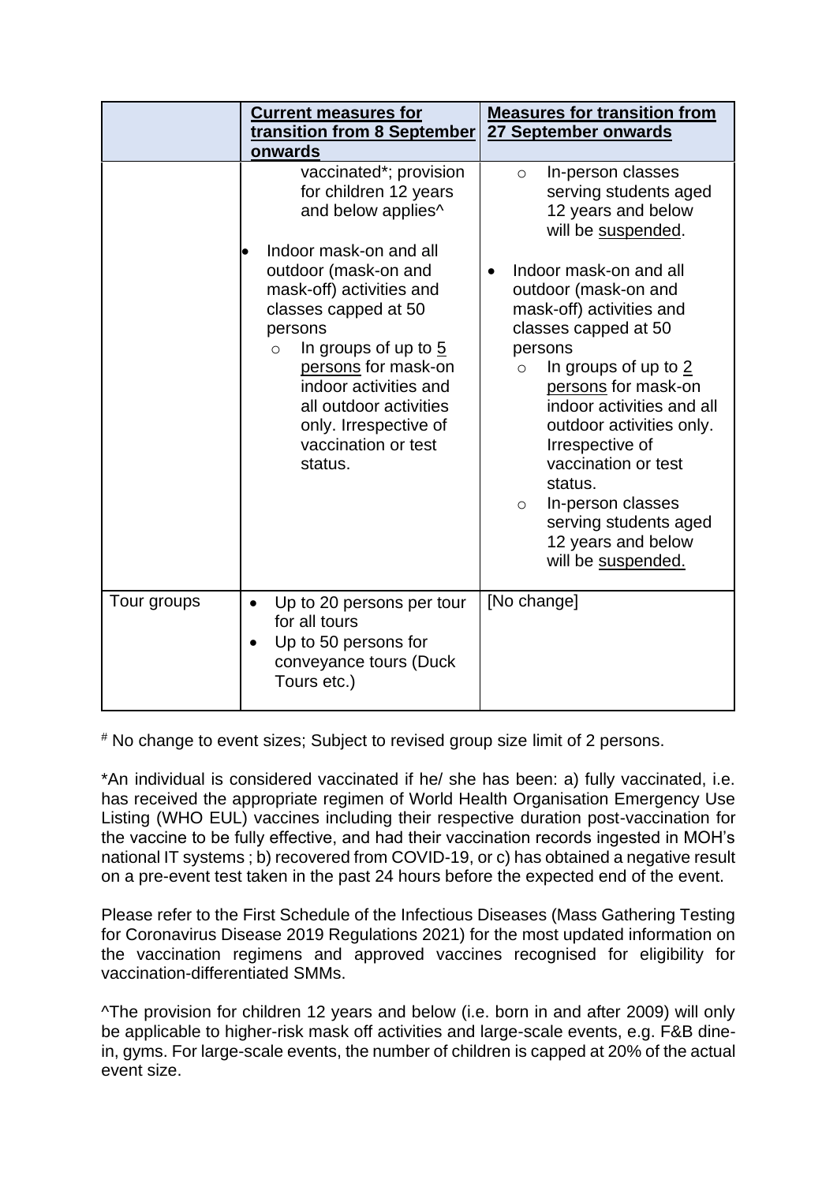| | **Current measures for transition from 8 September onwards** | **Measures for transition from 27 September onwards** |
|---|---|---|
| | vaccinated*; provision for children 12 years and below applies^<br>• Indoor mask-on and all outdoor (mask-on and mask-off) activities and classes capped at 50 persons<br>o In groups of up to 5 persons for mask-on indoor activities and all outdoor activities only. Irrespective of vaccination or test status. | o In-person classes serving students aged 12 years and below will be suspended.<br>• Indoor mask-on and all outdoor (mask-on and mask-off) activities and classes capped at 50 persons<br>o In groups of up to 2 persons for mask-on indoor activities and all outdoor activities only. Irrespective of vaccination or test status.<br>o In-person classes serving students aged 12 years and below will be suspended. |
| Tour groups | • Up to 20 persons per tour for all tours<br>• Up to 50 persons for conveyance tours (Duck Tours etc.) | [No change] |

# No change to event sizes; Subject to revised group size limit of 2 persons.

*An individual is considered vaccinated if he/ she has been: a) fully vaccinated, i.e. has received the appropriate regimen of World Health Organisation Emergency Use Listing (WHO EUL) vaccines including their respective duration post-vaccination for the vaccine to be fully effective, and had their vaccination records ingested in MOH's national IT systems ; b) recovered from COVID-19, or c) has obtained a negative result on a pre-event test taken in the past 24 hours before the expected end of the event.

Please refer to the First Schedule of the Infectious Diseases (Mass Gathering Testing for Coronavirus Disease 2019 Regulations 2021) for the most updated information on the vaccination regimens and approved vaccines recognised for eligibility for vaccination-differentiated SMMs.

^The provision for children 12 years and below (i.e. born in and after 2009) will only be applicable to higher-risk mask off activities and large-scale events, e.g. F&B dine-in, gyms. For large-scale events, the number of children is capped at 20% of the actual event size.